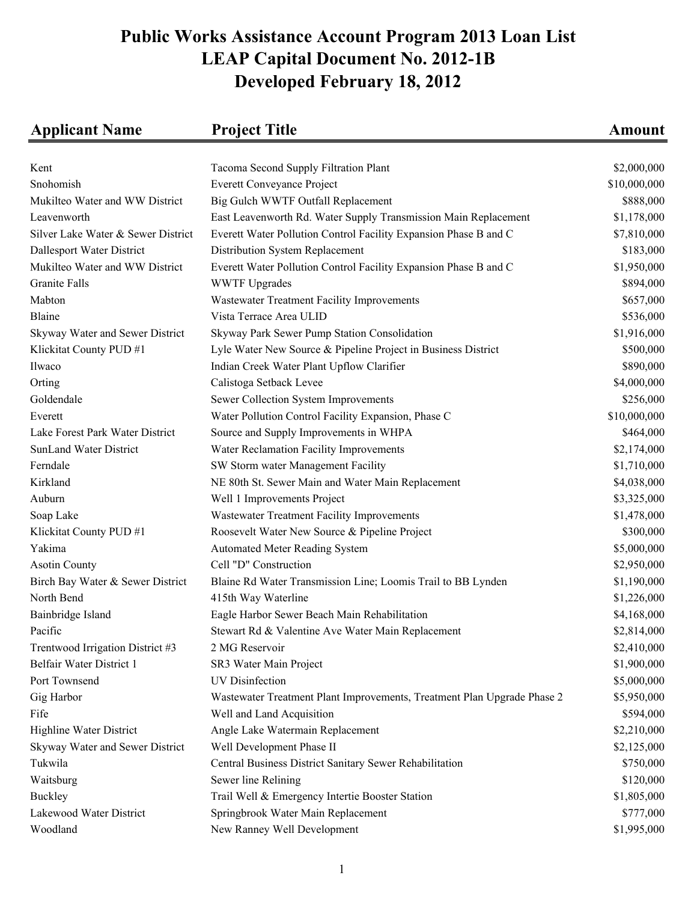# Public Works Assistance Account Program 2013 Loan List
# LEAP Capital Document No. 2012-1B
# Developed February 18, 2012

| Applicant Name | Project Title | Amount |
|---|---|---|
| Kent | Tacoma Second Supply Filtration Plant | $2,000,000 |
| Snohomish | Everett Conveyance Project | $10,000,000 |
| Mukilteo Water and WW District | Big Gulch WWTF Outfall Replacement | $888,000 |
| Leavenworth | East Leavenworth Rd. Water Supply Transmission Main Replacement | $1,178,000 |
| Silver Lake Water & Sewer District | Everett Water Pollution Control Facility Expansion Phase B and C | $7,810,000 |
| Dallesport Water District | Distribution System Replacement | $183,000 |
| Mukilteo Water and WW District | Everett Water Pollution Control Facility Expansion Phase B and C | $1,950,000 |
| Granite Falls | WWTF Upgrades | $894,000 |
| Mabton | Wastewater Treatment Facility Improvements | $657,000 |
| Blaine | Vista Terrace Area ULID | $536,000 |
| Skyway Water and Sewer District | Skyway Park Sewer Pump Station Consolidation | $1,916,000 |
| Klickitat County PUD #1 | Lyle Water New Source & Pipeline Project in Business District | $500,000 |
| Ilwaco | Indian Creek Water Plant Upflow Clarifier | $890,000 |
| Orting | Calistoga Setback Levee | $4,000,000 |
| Goldendale | Sewer Collection System Improvements | $256,000 |
| Everett | Water Pollution Control Facility Expansion, Phase C | $10,000,000 |
| Lake Forest Park Water District | Source and Supply Improvements in WHPA | $464,000 |
| SunLand Water District | Water Reclamation Facility Improvements | $2,174,000 |
| Ferndale | SW Storm water Management Facility | $1,710,000 |
| Kirkland | NE 80th St. Sewer Main and Water Main Replacement | $4,038,000 |
| Auburn | Well 1 Improvements Project | $3,325,000 |
| Soap Lake | Wastewater Treatment Facility Improvements | $1,478,000 |
| Klickitat County PUD #1 | Roosevelt Water New Source & Pipeline Project | $300,000 |
| Yakima | Automated Meter Reading System | $5,000,000 |
| Asotin County | Cell "D" Construction | $2,950,000 |
| Birch Bay Water & Sewer District | Blaine Rd Water Transmission Line; Loomis Trail to BB Lynden | $1,190,000 |
| North Bend | 415th Way Waterline | $1,226,000 |
| Bainbridge Island | Eagle Harbor Sewer Beach Main Rehabilitation | $4,168,000 |
| Pacific | Stewart Rd & Valentine Ave Water Main Replacement | $2,814,000 |
| Trentwood Irrigation District #3 | 2 MG Reservoir | $2,410,000 |
| Belfair Water District 1 | SR3 Water Main Project | $1,900,000 |
| Port Townsend | UV Disinfection | $5,000,000 |
| Gig Harbor | Wastewater Treatment Plant Improvements, Treatment Plan Upgrade Phase 2 | $5,950,000 |
| Fife | Well and Land Acquisition | $594,000 |
| Highline Water District | Angle Lake Watermain Replacement | $2,210,000 |
| Skyway Water and Sewer District | Well Development Phase II | $2,125,000 |
| Tukwila | Central Business District Sanitary Sewer Rehabilitation | $750,000 |
| Waitsburg | Sewer line Relining | $120,000 |
| Buckley | Trail Well & Emergency Intertie Booster Station | $1,805,000 |
| Lakewood Water District | Springbrook Water Main Replacement | $777,000 |
| Woodland | New Ranney Well Development | $1,995,000 |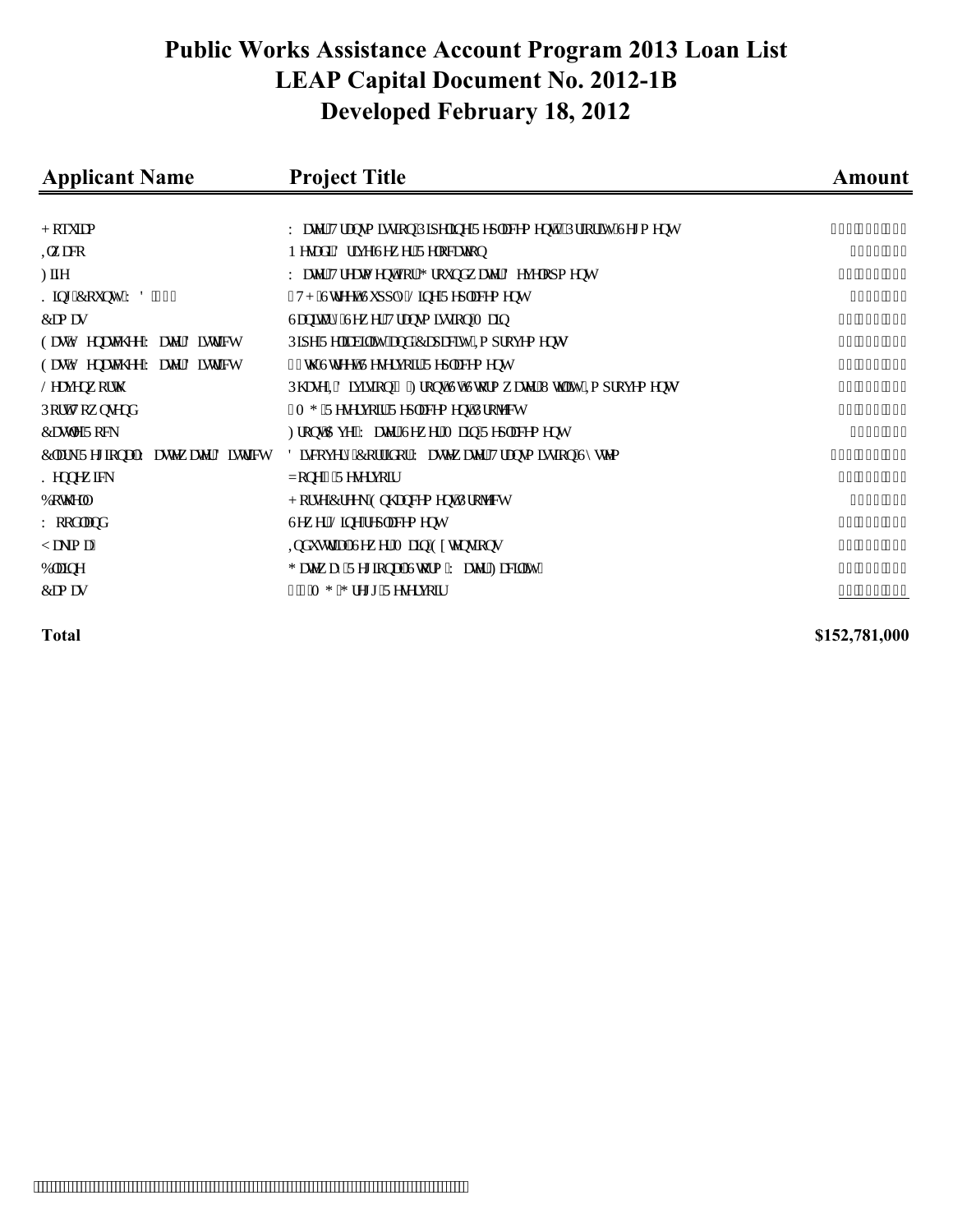# Public Works Assistance Account Program 2013 Loan List
# LEAP Capital Document No. 2012-1B
# Developed February 18, 2012

| Applicant Name | Project Title | Amount |
|---|---|---|
| +RTXLDP | : DWHU7UDQVPLVVLRQ3LSHOLQH5HSODFHPHQWV3URULW\6HJPHQW | |
| ,OZDFR | 1HDGLD' ULYH6HZHU5HORFDWLRQ | |
| )LIH | : DWHU7UHDWPHQWRU\*URXQGZDWHU' HYHORSPHQW | |
| . LQJ&RXQW\: ' | 7+ 6WUHHW6XSSO\/LQH5HSODFHPHQW | |
| &DPDV | 6DQLWDU\6HZHU7UDQVPLVVLRQ0DLQ | |
| ( DVW\ HQDWFKHH: DWHU' LVWULFW | 3LSH5HSODFHPHQWDQG&DSDFLW\,PSURYHPHQW | |
| ( DVW\ HQDWFKHH: DWHU' LVWULFW | VW6WUHHW5HVHUYRLU5HSODFHPHQW | |
| / HDYHQZRUWK | 3KDVH,' LYLVLRQ)URQW6WUHHW6WRUPZDWHU8WLOLW\,PSURYHPHQW | |
| 3RUW7RZQVHQG | 0 * 5HVHUYRLU5HSODFHPHQW3URMHFW | |
| &DVWOH5RFN | )URQW$YHQ: DWHU6HZHU0DLQ5HSODFHPHQW | |
| &ODUN5HJLRQDO: DVWHZDWHU' LVWULFW | ' LVFRYHU\&RUULGRU: DVWHZDWHU7UDQVPLVVLRQ6\VWHP | |
| . HQQHZLFN | =RQH5HVHUYRLU | |
| %RWKHOO | + RUVH&UHHN(QKDQFHPHQW3URMHFW | |
| : RRGODQG | 6HZHU/LQHUHSODFHPHQW | |
| < DNLPD | ,QGXVWULDO6HZHU0DLQ([WHQVLRQV | |
| %ODLQH | * DWHZD\5HJLRQDO6WRUP: DWHU)DFLOLW\ | |
| &DPDV | 0 * *UHJJ5HVHUYRLU | |

**Total** — **$152,781,000**